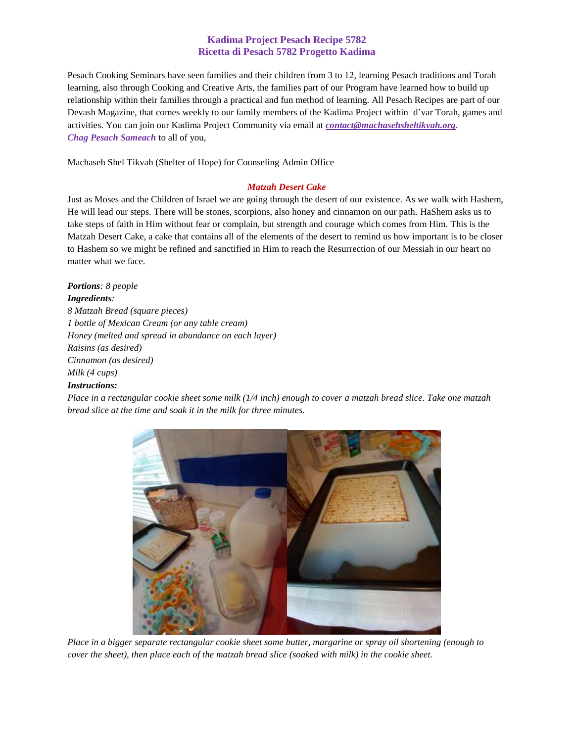# Kadima Project Pesach Recipe 5782
# Ricetta di Pesach 5782 Progetto Kadima

Pesach Cooking Seminars have seen families and their children from 3 to 12, learning Pesach traditions and Torah learning, also through Cooking and Creative Arts, the families part of our Program have learned how to build up relationship within their families through a practical and fun method of learning. All Pesach Recipes are part of our Devash Magazine, that comes weekly to our family members of the Kadima Project within d'var Torah, games and activities. You can join our Kadima Project Community via email at ***contact@machasehsheltikvah.org***.
***Chag Pesach Sameach*** to all of you,

Machaseh Shel Tikvah (Shelter of Hope) for Counseling Admin Office

## *Matzah Desert Cake*

Just as Moses and the Children of Israel we are going through the desert of our existence. As we walk with Hashem, He will lead our steps. There will be stones, scorpions, also honey and cinnamon on our path. HaShem asks us to take steps of faith in Him without fear or complain, but strength and courage which comes from Him. This is the Matzah Desert Cake, a cake that contains all of the elements of the desert to remind us how important is to be closer to Hashem so we might be refined and sanctified in Him to reach the Resurrection of our Messiah in our heart no matter what we face.

***Portions****: 8 people*
***Ingredients****:*
*8 Matzah Bread (square pieces)*
*1 bottle of Mexican Cream (or any table cream)*
*Honey (melted and spread in abundance on each layer)*
*Raisins (as desired)*
*Cinnamon (as desired)*
*Milk (4 cups)*
***Instructions:***
*Place in a rectangular cookie sheet some milk (1/4 inch) enough to cover a matzah bread slice. Take one matzah bread slice at the time and soak it in the milk for three minutes.*

*Place in a bigger separate rectangular cookie sheet some butter, margarine or spray oil shortening (enough to cover the sheet), then place each of the matzah bread slice (soaked with milk) in the cookie sheet.*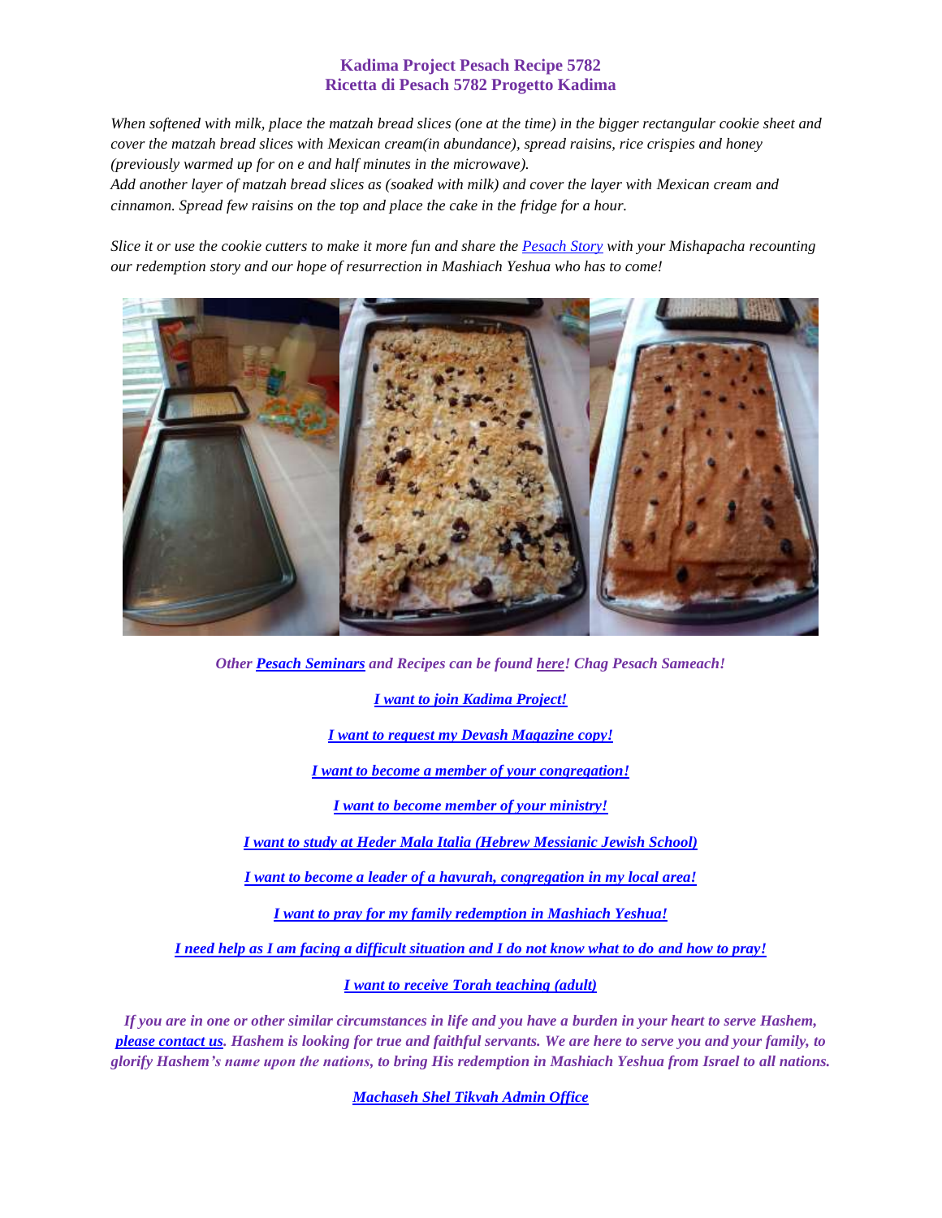### Kadima Project Pesach Recipe 5782
### Ricetta di Pesach 5782 Progetto Kadima

*When softened with milk, place the matzah bread slices (one at the time) in the bigger rectangular cookie sheet and cover the matzah bread slices with Mexican cream(in abundance), spread raisins, rice crispies and honey (previously warmed up for on e and half minutes in the microwave).*
*Add another layer of matzah bread slices as (soaked with milk) and cover the layer with Mexican cream and cinnamon. Spread few raisins on the top and place the cake in the fridge for a hour.*

*Slice it or use the cookie cutters to make it more fun and share the Pesach Story with your Mishapacha recounting our redemption story and our hope of resurrection in Mashiach Yeshua who has to come!*

***Other Pesach Seminars and Recipes can be found here! Chag Pesach Sameach!***

***I want to join Kadima Project!***

***I want to request my Devash Magazine copy!***

***I want to become a member of your congregation!***

***I want to become member of your ministry!***

***I want to study at Heder Mala Italia (Hebrew Messianic Jewish School)***

***I want to become a leader of a havurah, congregation in my local area!***

***I want to pray for my family redemption in Mashiach Yeshua!***

***I need help as I am facing a difficult situation and I do not know what to do and how to pray!***

***I want to receive Torah teaching (adult)***

***If you are in one or other similar circumstances in life and you have a burden in your heart to serve Hashem, please contact us. Hashem is looking for true and faithful servants. We are here to serve you and your family, to glorify Hashem's name upon the nations, to bring His redemption in Mashiach Yeshua from Israel to all nations.***

***Machaseh Shel Tikvah Admin Office***